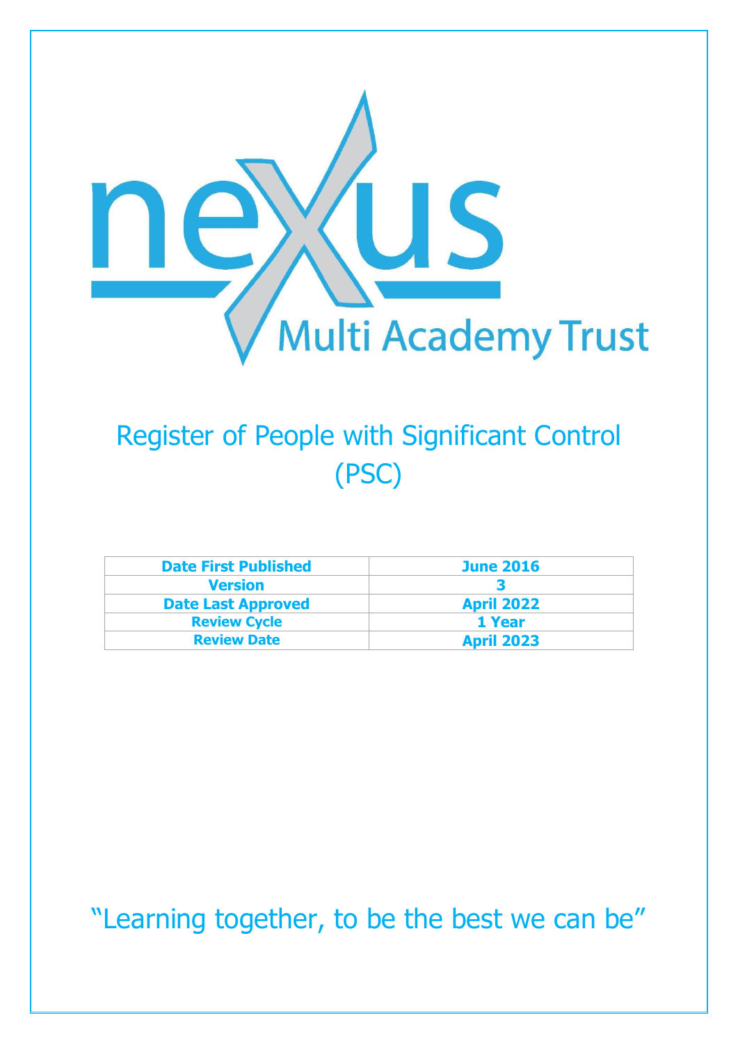nexus Multi Academy Trust

# Register of People with Significant Control (PSC)

| Date First Published | June 2016 |
|---|---|
| Version | 3 |
| Date Last Approved | April 2022 |
| Review Cycle | 1 Year |
| Review Date | April 2023 |

"Learning together, to be the best we can be"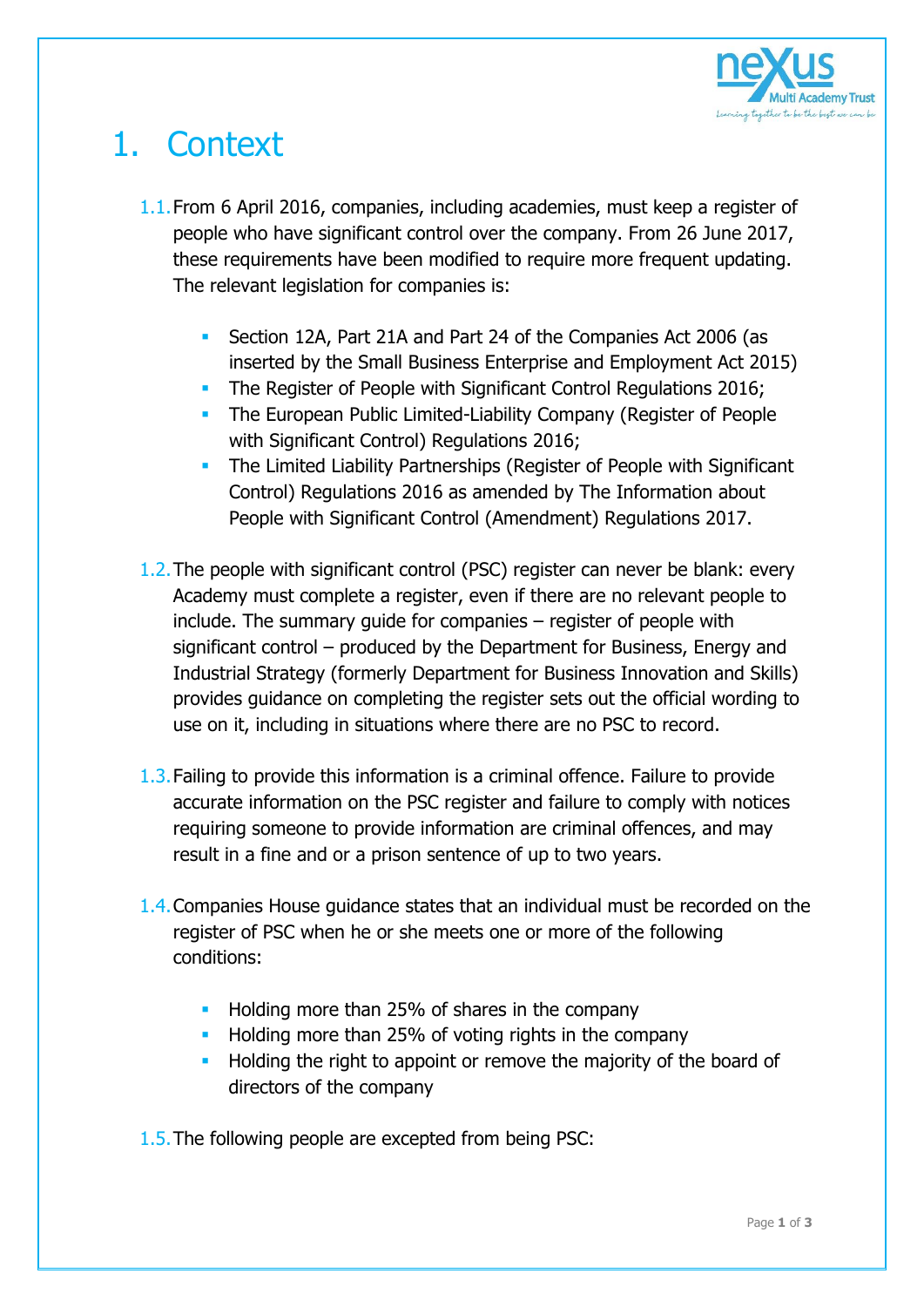# 1. Context

1.1. From 6 April 2016, companies, including academies, must keep a register of people who have significant control over the company. From 26 June 2017, these requirements have been modified to require more frequent updating. The relevant legislation for companies is:

- Section 12A, Part 21A and Part 24 of the Companies Act 2006 (as inserted by the Small Business Enterprise and Employment Act 2015)
- The Register of People with Significant Control Regulations 2016;
- The European Public Limited-Liability Company (Register of People with Significant Control) Regulations 2016;
- The Limited Liability Partnerships (Register of People with Significant Control) Regulations 2016 as amended by The Information about People with Significant Control (Amendment) Regulations 2017.

1.2. The people with significant control (PSC) register can never be blank: every Academy must complete a register, even if there are no relevant people to include. The summary guide for companies – register of people with significant control – produced by the Department for Business, Energy and Industrial Strategy (formerly Department for Business Innovation and Skills) provides guidance on completing the register sets out the official wording to use on it, including in situations where there are no PSC to record.

1.3. Failing to provide this information is a criminal offence. Failure to provide accurate information on the PSC register and failure to comply with notices requiring someone to provide information are criminal offences, and may result in a fine and or a prison sentence of up to two years.

1.4. Companies House guidance states that an individual must be recorded on the register of PSC when he or she meets one or more of the following conditions:

- Holding more than 25% of shares in the company
- Holding more than 25% of voting rights in the company
- Holding the right to appoint or remove the majority of the board of directors of the company

1.5. The following people are excepted from being PSC: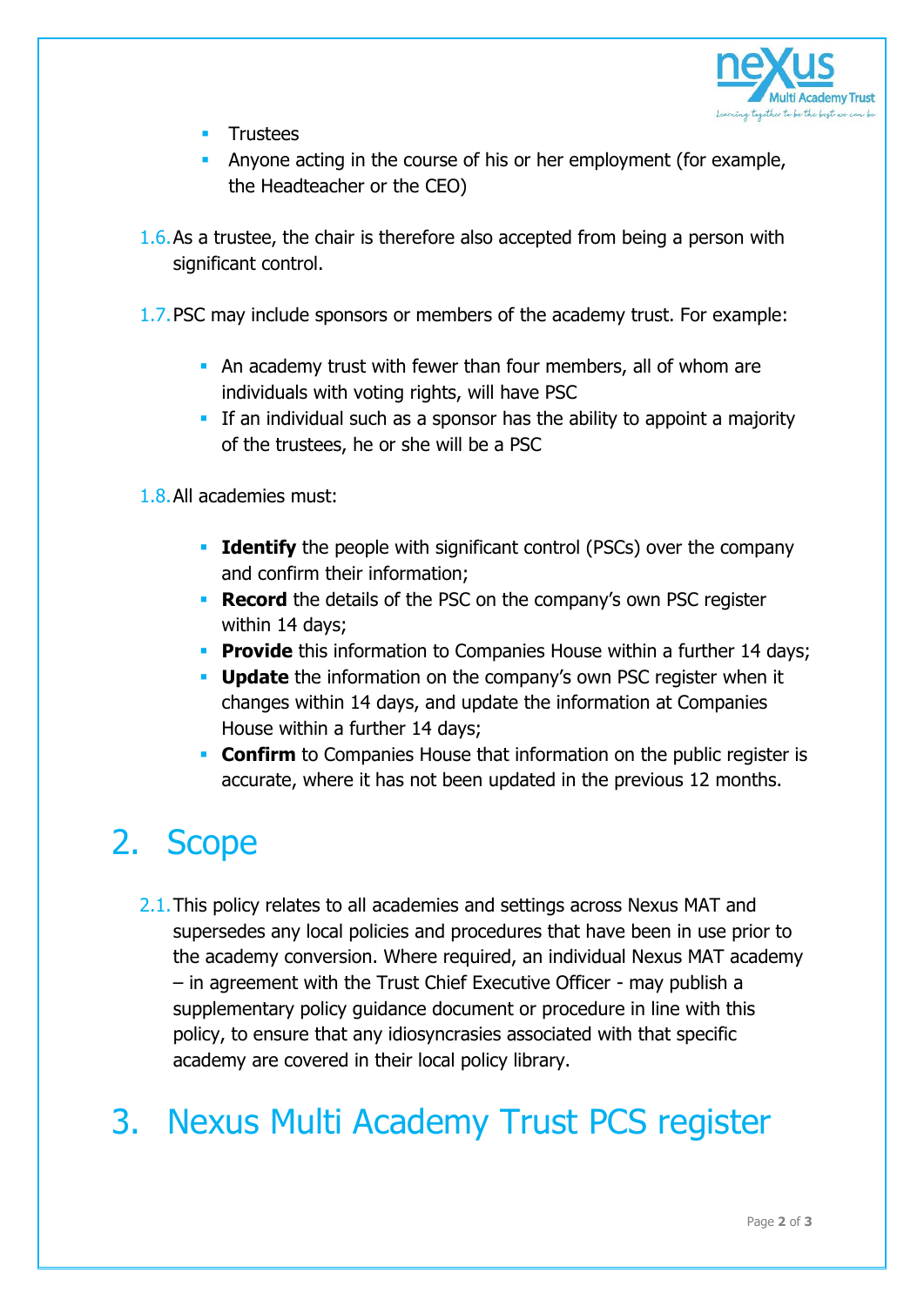- Trustees
- Anyone acting in the course of his or her employment (for example, the Headteacher or the CEO)

1.6. As a trustee, the chair is therefore also accepted from being a person with significant control.

1.7. PSC may include sponsors or members of the academy trust. For example:

- An academy trust with fewer than four members, all of whom are individuals with voting rights, will have PSC
- If an individual such as a sponsor has the ability to appoint a majority of the trustees, he or she will be a PSC

1.8. All academies must:

- **Identify** the people with significant control (PSCs) over the company and confirm their information;
- **Record** the details of the PSC on the company's own PSC register within 14 days;
- **Provide** this information to Companies House within a further 14 days;
- **Update** the information on the company's own PSC register when it changes within 14 days, and update the information at Companies House within a further 14 days;
- **Confirm** to Companies House that information on the public register is accurate, where it has not been updated in the previous 12 months.

# 2. Scope

2.1. This policy relates to all academies and settings across Nexus MAT and supersedes any local policies and procedures that have been in use prior to the academy conversion. Where required, an individual Nexus MAT academy – in agreement with the Trust Chief Executive Officer - may publish a supplementary policy guidance document or procedure in line with this policy, to ensure that any idiosyncrasies associated with that specific academy are covered in their local policy library.

# 3. Nexus Multi Academy Trust PCS register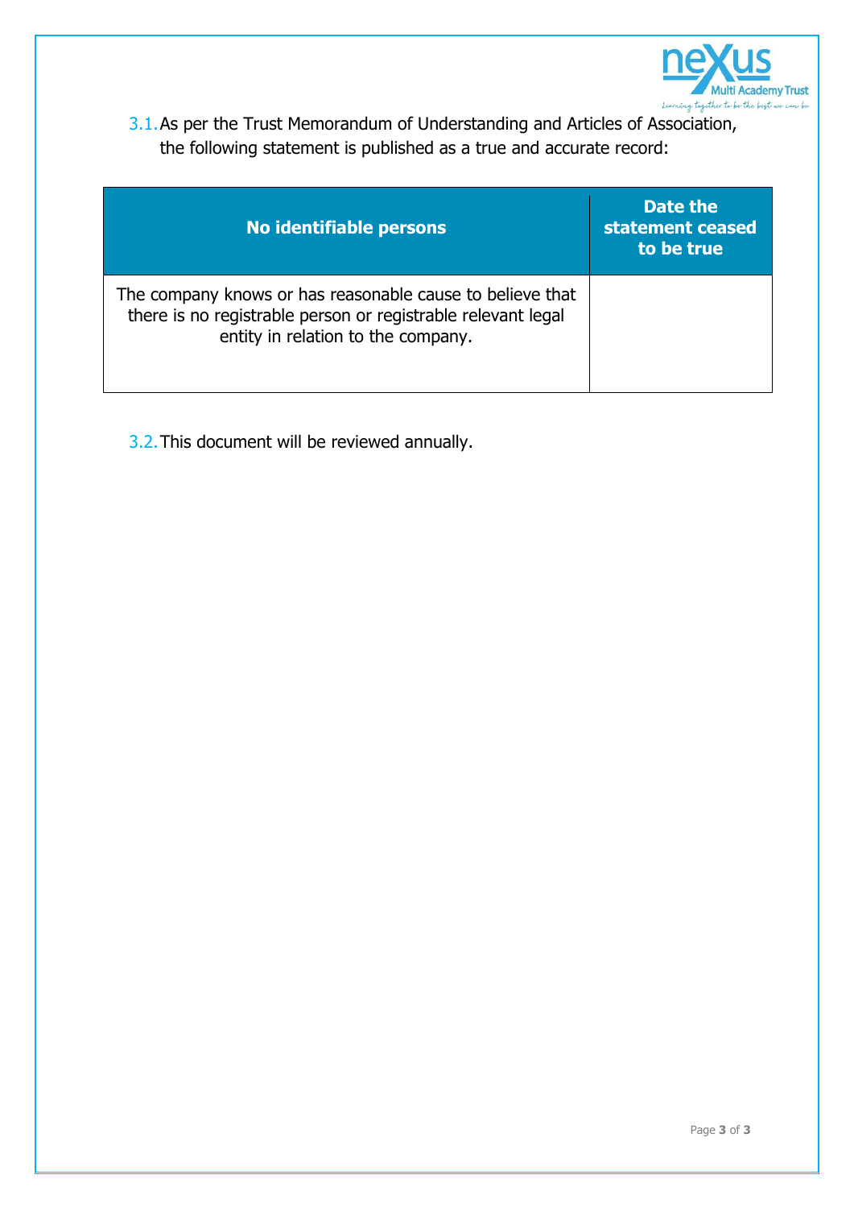3.1. As per the Trust Memorandum of Understanding and Articles of Association, the following statement is published as a true and accurate record:

| No identifiable persons | Date the statement ceased to be true |
|---|---|
| The company knows or has reasonable cause to believe that there is no registrable person or registrable relevant legal entity in relation to the company. | |

3.2. This document will be reviewed annually.